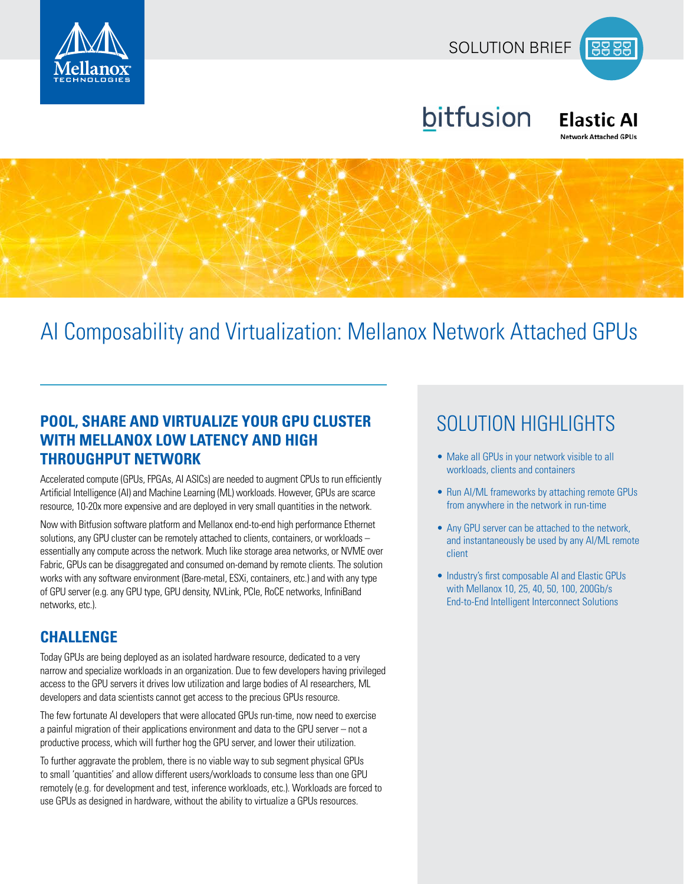SOLUTION BRIEF

bitfusion

**Elastic AI**
Network Attached GPUs

# AI Composability and Virtualization: Mellanox Network Attached GPUs

## POOL, SHARE AND VIRTUALIZE YOUR GPU CLUSTER WITH MELLANOX LOW LATENCY AND HIGH THROUGHPUT NETWORK

Accelerated compute (GPUs, FPGAs, AI ASICs) are needed to augment CPUs to run efficiently Artificial Intelligence (AI) and Machine Learning (ML) workloads. However, GPUs are scarce resource, 10-20x more expensive and are deployed in very small quantities in the network.

Now with Bitfusion software platform and Mellanox end-to-end high performance Ethernet solutions, any GPU cluster can be remotely attached to clients, containers, or workloads – essentially any compute across the network. Much like storage area networks, or NVME over Fabric, GPUs can be disaggregated and consumed on-demand by remote clients. The solution works with any software environment (Bare-metal, ESXi, containers, etc.) and with any type of GPU server (e.g. any GPU type, GPU density, NVLink, PCIe, RoCE networks, InfiniBand networks, etc.).

## CHALLENGE

Today GPUs are being deployed as an isolated hardware resource, dedicated to a very narrow and specialize workloads in an organization. Due to few developers having privileged access to the GPU servers it drives low utilization and large bodies of AI researchers, ML developers and data scientists cannot get access to the precious GPUs resource.

The few fortunate AI developers that were allocated GPUs run-time, now need to exercise a painful migration of their applications environment and data to the GPU server – not a productive process, which will further hog the GPU server, and lower their utilization.

To further aggravate the problem, there is no viable way to sub segment physical GPUs to small 'quantities' and allow different users/workloads to consume less than one GPU remotely (e.g. for development and test, inference workloads, etc.). Workloads are forced to use GPUs as designed in hardware, without the ability to virtualize a GPUs resources.

## SOLUTION HIGHLIGHTS

- Make all GPUs in your network visible to all workloads, clients and containers
- Run AI/ML frameworks by attaching remote GPUs from anywhere in the network in run-time
- Any GPU server can be attached to the network, and instantaneously be used by any AI/ML remote client
- Industry's first composable AI and Elastic GPUs with Mellanox 10, 25, 40, 50, 100, 200Gb/s End-to-End Intelligent Interconnect Solutions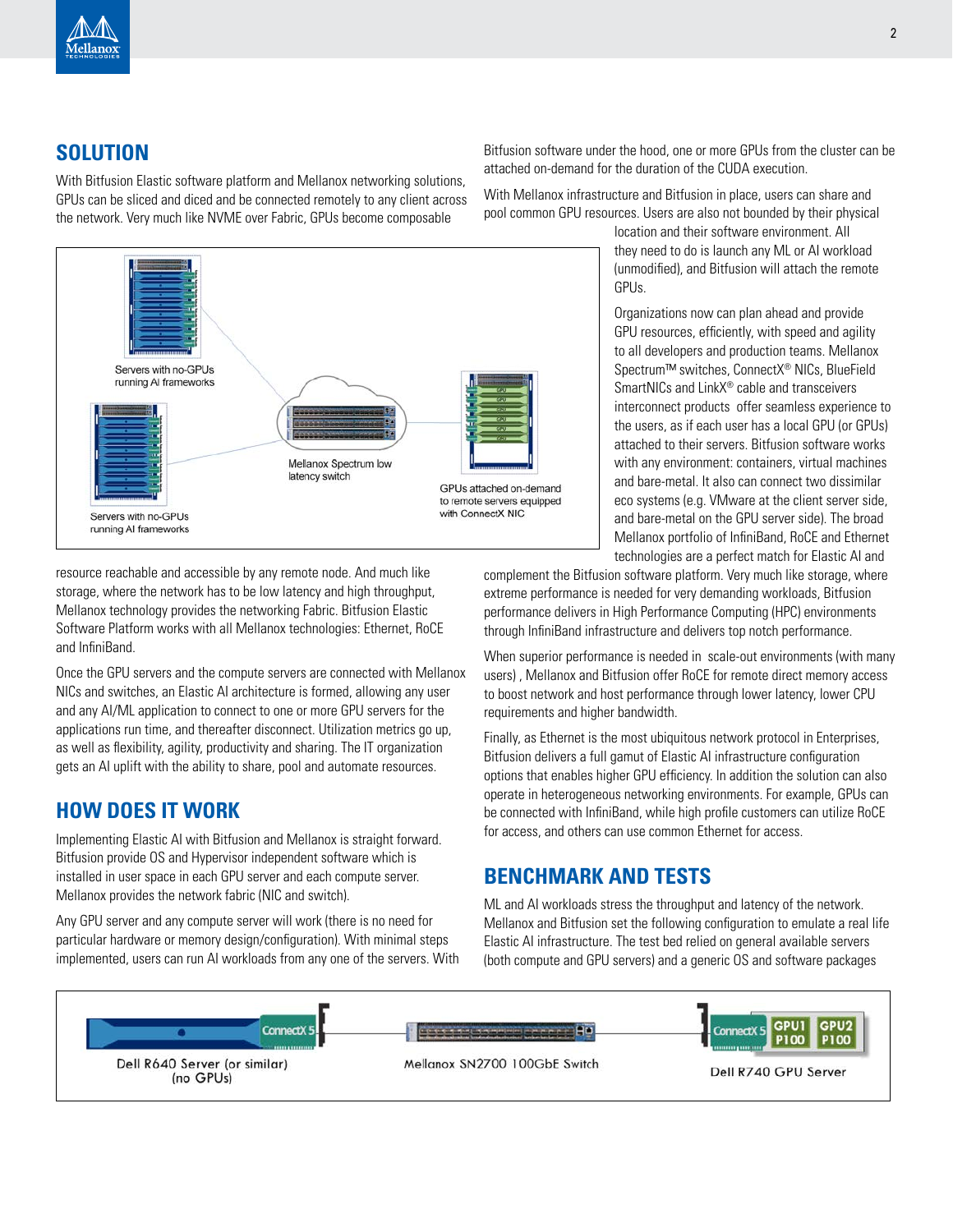## SOLUTION

With Bitfusion Elastic software platform and Mellanox networking solutions, GPUs can be sliced and diced and be connected remotely to any client across the network. Very much like NVME over Fabric, GPUs become composable resource reachable and accessible by any remote node. And much like storage, where the network has to be low latency and high throughput, Mellanox technology provides the networking Fabric. Bitfusion Elastic Software Platform works with all Mellanox technologies: Ethernet, RoCE and InfiniBand.

Once the GPU servers and the compute servers are connected with Mellanox NICs and switches, an Elastic AI architecture is formed, allowing any user and any AI/ML application to connect to one or more GPU servers for the applications run time, and thereafter disconnect. Utilization metrics go up, as well as flexibility, agility, productivity and sharing. The IT organization gets an AI uplift with the ability to share, pool and automate resources.

## HOW DOES IT WORK

Implementing Elastic AI with Bitfusion and Mellanox is straight forward. Bitfusion provide OS and Hypervisor independent software which is installed in user space in each GPU server and each compute server. Mellanox provides the network fabric (NIC and switch).

Any GPU server and any compute server will work (there is no need for particular hardware or memory design/configuration). With minimal steps implemented, users can run AI workloads from any one of the servers. With Bitfusion software under the hood, one or more GPUs from the cluster can be attached on-demand for the duration of the CUDA execution.

With Mellanox infrastructure and Bitfusion in place, users can share and pool common GPU resources. Users are also not bounded by their physical location and their software environment. All they need to do is launch any ML or AI workload (unmodified), and Bitfusion will attach the remote GPUs.

Organizations now can plan ahead and provide GPU resources, efficiently, with speed and agility to all developers and production teams. Mellanox Spectrum™ switches, ConnectX® NICs, BlueField SmartNICs and LinkX® cable and transceivers interconnect products offer seamless experience to the users, as if each user has a local GPU (or GPUs) attached to their servers. Bitfusion software works with any environment: containers, virtual machines and bare-metal. It also can connect two dissimilar eco systems (e.g. VMware at the client server side, and bare-metal on the GPU server side). The broad Mellanox portfolio of InfiniBand, RoCE and Ethernet technologies are a perfect match for Elastic AI and complement the Bitfusion software platform. Very much like storage, where extreme performance is needed for very demanding workloads, Bitfusion performance delivers in High Performance Computing (HPC) environments through InfiniBand infrastructure and delivers top notch performance.

When superior performance is needed in scale-out environments (with many users) , Mellanox and Bitfusion offer RoCE for remote direct memory access to boost network and host performance through lower latency, lower CPU requirements and higher bandwidth.

Finally, as Ethernet is the most ubiquitous network protocol in Enterprises, Bitfusion delivers a full gamut of Elastic AI infrastructure configuration options that enables higher GPU efficiency. In addition the solution can also operate in heterogeneous networking environments. For example, GPUs can be connected with InfiniBand, while high profile customers can utilize RoCE for access, and others can use common Ethernet for access.

## BENCHMARK AND TESTS

ML and AI workloads stress the throughput and latency of the network. Mellanox and Bitfusion set the following configuration to emulate a real life Elastic AI infrastructure. The test bed relied on general available servers (both compute and GPU servers) and a generic OS and software packages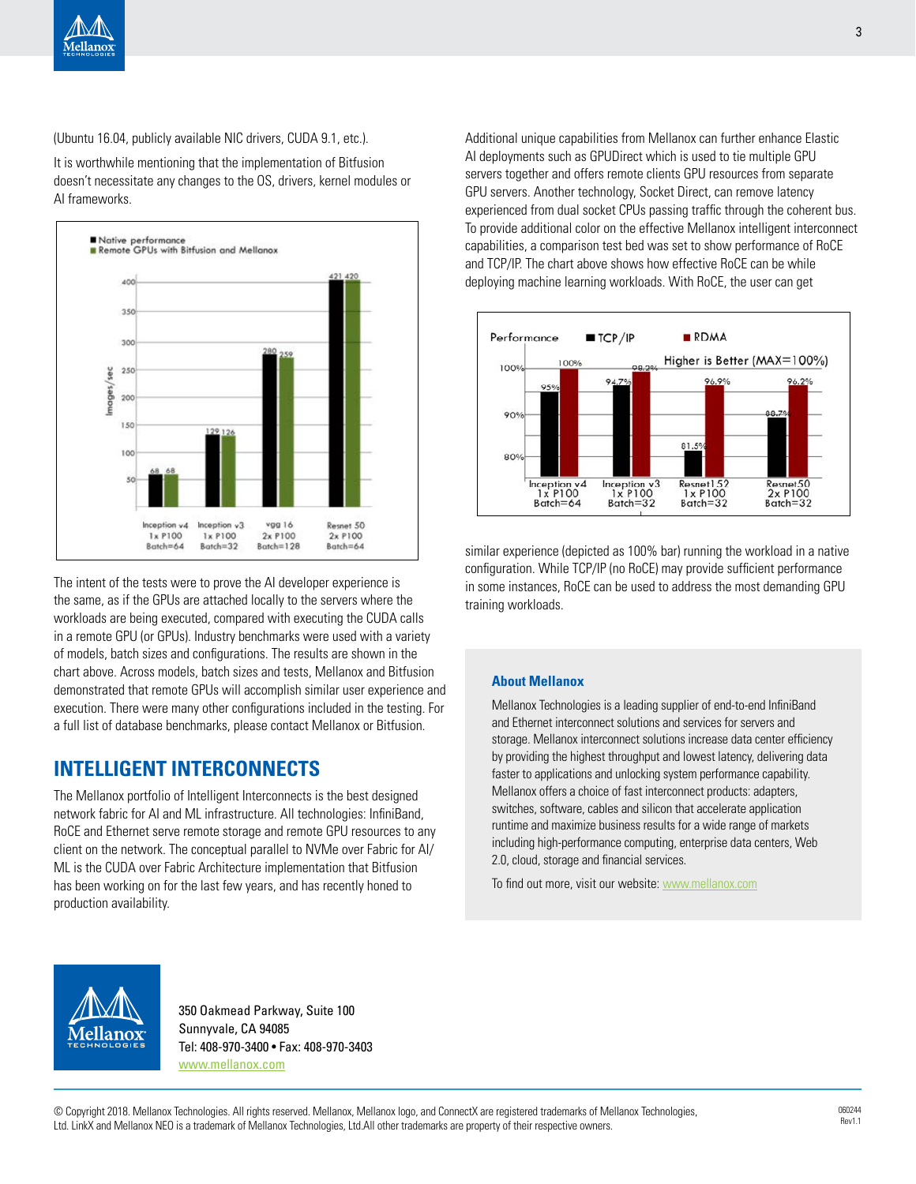(Ubuntu 16.04, publicly available NIC drivers, CUDA 9.1, etc.).

It is worthwhile mentioning that the implementation of Bitfusion doesn't necessitate any changes to the OS, drivers, kernel modules or AI frameworks.

■ Native performance
■ Remote GPUs with Bitfusion and Mellanox

Images/sec

400
350
300
250
200
150
100
50

68 68
129 126
280 259
421 420

Inception v4
1x P100
Batch=64

Inception v3
1x P100
Batch=32

vgg 16
2x P100
Batch=128

Resnet 50
2x P100
Batch=64

The intent of the tests were to prove the AI developer experience is the same, as if the GPUs are attached locally to the servers where the workloads are being executed, compared with executing the CUDA calls in a remote GPU (or GPUs). Industry benchmarks were used with a variety of models, batch sizes and configurations. The results are shown in the chart above. Across models, batch sizes and tests, Mellanox and Bitfusion demonstrated that remote GPUs will accomplish similar user experience and execution. There were many other configurations included in the testing. For a full list of database benchmarks, please contact Mellanox or Bitfusion.

## INTELLIGENT INTERCONNECTS

The Mellanox portfolio of Intelligent Interconnects is the best designed network fabric for AI and ML infrastructure. All technologies: InfiniBand, RoCE and Ethernet serve remote storage and remote GPU resources to any client on the network. The conceptual parallel to NVMe over Fabric for AI/ML is the CUDA over Fabric Architecture implementation that Bitfusion has been working on for the last few years, and has recently honed to production availability.

Additional unique capabilities from Mellanox can further enhance Elastic AI deployments such as GPUDirect which is used to tie multiple GPU servers together and offers remote clients GPU resources from separate GPU servers. Another technology, Socket Direct, can remove latency experienced from dual socket CPUs passing traffic through the coherent bus. To provide additional color on the effective Mellanox intelligent interconnect capabilities, a comparison test bed was set to show performance of RoCE and TCP/IP. The chart above shows how effective RoCE can be while deploying machine learning workloads. With RoCE, the user can get

Performance
■ TCP/IP
■ RDMA
Higher is Better (MAX=100%)

100%
90%
80%

95% 100%
94.7% 98.2%
81.5% 96.9%
88.7% 96.2%

Inception v4
1x P100
Batch=64

Inception v3
1x P100
Batch=32

Resnet152
1x P100
Batch=32

Resnet50
2x P100
Batch=32

similar experience (depicted as 100% bar) running the workload in a native configuration. While TCP/IP (no RoCE) may provide sufficient performance in some instances, RoCE can be used to address the most demanding GPU training workloads.

### About Mellanox

Mellanox Technologies is a leading supplier of end-to-end InfiniBand and Ethernet interconnect solutions and services for servers and storage. Mellanox interconnect solutions increase data center efficiency by providing the highest throughput and lowest latency, delivering data faster to applications and unlocking system performance capability. Mellanox offers a choice of fast interconnect products: adapters, switches, software, cables and silicon that accelerate application runtime and maximize business results for a wide range of markets including high-performance computing, enterprise data centers, Web 2.0, cloud, storage and financial services.

To find out more, visit our website: www.mellanox.com

350 Oakmead Parkway, Suite 100
Sunnyvale, CA 94085
Tel: 408-970-3400 • Fax: 408-970-3403
www.mellanox.com

© Copyright 2018. Mellanox Technologies. All rights reserved. Mellanox, Mellanox logo, and ConnectX are registered trademarks of Mellanox Technologies, Ltd. LinkX and Mellanox NEO is a trademark of Mellanox Technologies, Ltd.All other trademarks are property of their respective owners.

060244
Rev1.1